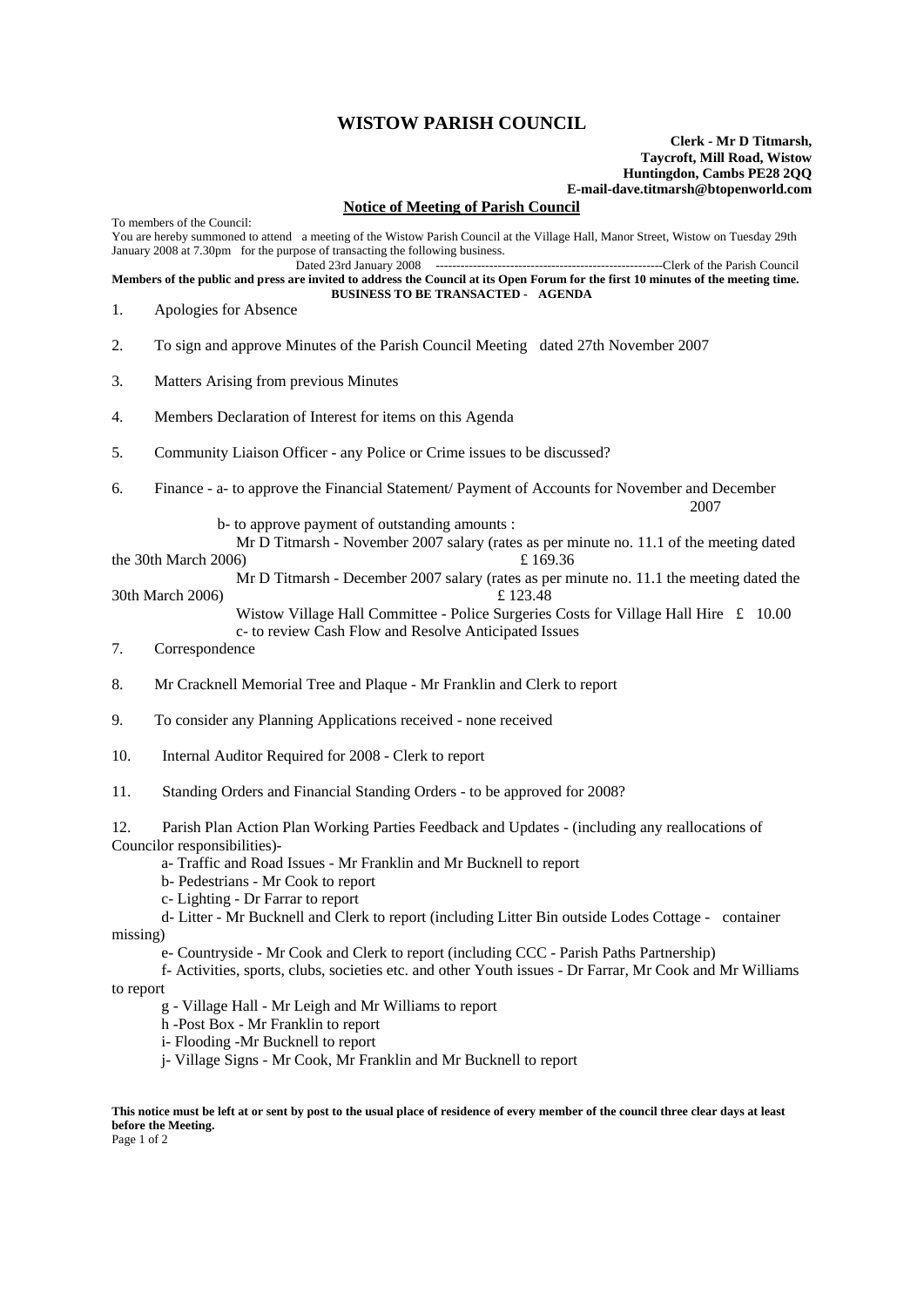# WISTOW PARISH COUNCIL

**Clerk - Mr D Titmarsh,**
**Taycroft, Mill Road, Wistow**
**Huntingdon, Cambs PE28 2QQ**
**E-mail-dave.titmarsh@btopenworld.com**

## Notice of Meeting of Parish Council

To members of the Council:

You are hereby summoned to attend a meeting of the Wistow Parish Council at the Village Hall, Manor Street, Wistow on Tuesday 29th January 2008 at 7.30pm for the purpose of transacting the following business.

Dated 23rd January 2008 -------------------------------------------------------Clerk of the Parish Council

**Members of the public and press are invited to address the Council at its Open Forum for the first 10 minutes of the meeting time.**

**BUSINESS TO BE TRANSACTED - AGENDA**

1. Apologies for Absence

2. To sign and approve Minutes of the Parish Council Meeting dated 27th November 2007

3. Matters Arising from previous Minutes

4. Members Declaration of Interest for items on this Agenda

5. Community Liaison Officer - any Police or Crime issues to be discussed?

6. Finance - a- to approve the Financial Statement/ Payment of Accounts for November and December 2007

   b- to approve payment of outstanding amounts :

   Mr D Titmarsh - November 2007 salary (rates as per minute no. 11.1 of the meeting dated the 30th March 2006) £ 169.36

   Mr D Titmarsh - December 2007 salary (rates as per minute no. 11.1 the meeting dated the 30th March 2006) £ 123.48

   Wistow Village Hall Committee - Police Surgeries Costs for Village Hall Hire £ 10.00

   c- to review Cash Flow and Resolve Anticipated Issues

7. Correspondence

8. Mr Cracknell Memorial Tree and Plaque - Mr Franklin and Clerk to report

9. To consider any Planning Applications received - none received

10. Internal Auditor Required for 2008 - Clerk to report

11. Standing Orders and Financial Standing Orders - to be approved for 2008?

12. Parish Plan Action Plan Working Parties Feedback and Updates - (including any reallocations of Councilor responsibilities)-

    a- Traffic and Road Issues - Mr Franklin and Mr Bucknell to report

    b- Pedestrians - Mr Cook to report

    c- Lighting - Dr Farrar to report

    d- Litter - Mr Bucknell and Clerk to report (including Litter Bin outside Lodes Cottage - container missing)

    e- Countryside - Mr Cook and Clerk to report (including CCC - Parish Paths Partnership)

    f- Activities, sports, clubs, societies etc. and other Youth issues - Dr Farrar, Mr Cook and Mr Williams to report

    g - Village Hall - Mr Leigh and Mr Williams to report

    h -Post Box - Mr Franklin to report

    i- Flooding -Mr Bucknell to report

    j- Village Signs - Mr Cook, Mr Franklin and Mr Bucknell to report

**This notice must be left at or sent by post to the usual place of residence of every member of the council three clear days at least before the Meeting.**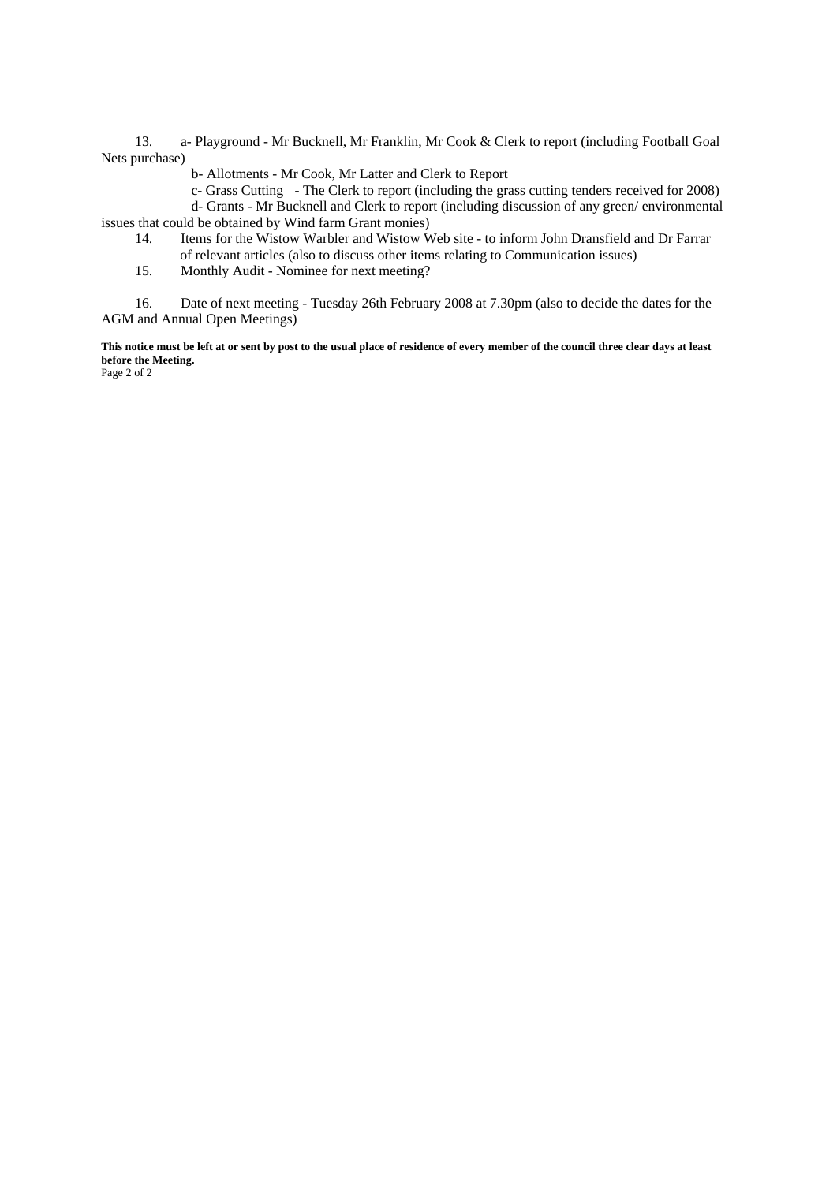13. a- Playground - Mr Bucknell, Mr Franklin, Mr Cook & Clerk to report (including Football Goal Nets purchase)

    b- Allotments - Mr Cook, Mr Latter and Clerk to Report

    c- Grass Cutting - The Clerk to report (including the grass cutting tenders received for 2008)

    d- Grants - Mr Bucknell and Clerk to report (including discussion of any green/ environmental issues that could be obtained by Wind farm Grant monies)

14. Items for the Wistow Warbler and Wistow Web site - to inform John Dransfield and Dr Farrar of relevant articles (also to discuss other items relating to Communication issues)

15. Monthly Audit - Nominee for next meeting?

16. Date of next meeting - Tuesday 26th February 2008 at 7.30pm (also to decide the dates for the AGM and Annual Open Meetings)

**This notice must be left at or sent by post to the usual place of residence of every member of the council three clear days at least before the Meeting.**